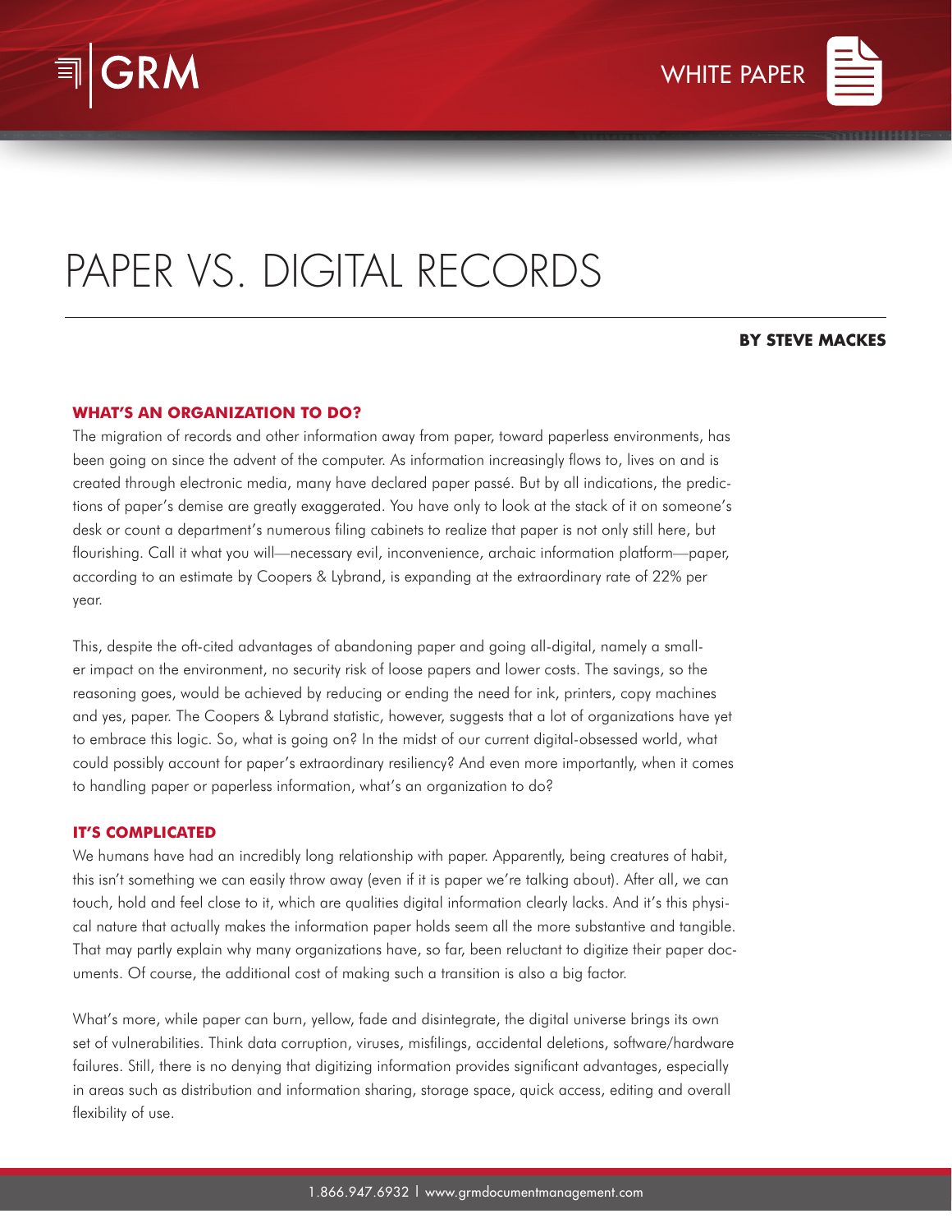# PAPER VS. DIGITAL RECORDS

**BY STEVE MACKES**

## WHAT'S AN ORGANIZATION TO DO?

The migration of records and other information away from paper, toward paperless environments, has been going on since the advent of the computer. As information increasingly flows to, lives on and is created through electronic media, many have declared paper passé. But by all indications, the predictions of paper's demise are greatly exaggerated. You have only to look at the stack of it on someone's desk or count a department's numerous filing cabinets to realize that paper is not only still here, but flourishing. Call it what you will—necessary evil, inconvenience, archaic information platform—paper, according to an estimate by Coopers & Lybrand, is expanding at the extraordinary rate of 22% per year.

This, despite the oft-cited advantages of abandoning paper and going all-digital, namely a smaller impact on the environment, no security risk of loose papers and lower costs. The savings, so the reasoning goes, would be achieved by reducing or ending the need for ink, printers, copy machines and yes, paper. The Coopers & Lybrand statistic, however, suggests that a lot of organizations have yet to embrace this logic. So, what is going on? In the midst of our current digital-obsessed world, what could possibly account for paper's extraordinary resiliency? And even more importantly, when it comes to handling paper or paperless information, what's an organization to do?

## IT'S COMPLICATED

We humans have had an incredibly long relationship with paper. Apparently, being creatures of habit, this isn't something we can easily throw away (even if it is paper we're talking about). After all, we can touch, hold and feel close to it, which are qualities digital information clearly lacks. And it's this physical nature that actually makes the information paper holds seem all the more substantive and tangible. That may partly explain why many organizations have, so far, been reluctant to digitize their paper documents. Of course, the additional cost of making such a transition is also a big factor.

What's more, while paper can burn, yellow, fade and disintegrate, the digital universe brings its own set of vulnerabilities. Think data corruption, viruses, misfilings, accidental deletions, software/hardware failures. Still, there is no denying that digitizing information provides significant advantages, especially in areas such as distribution and information sharing, storage space, quick access, editing and overall flexibility of use.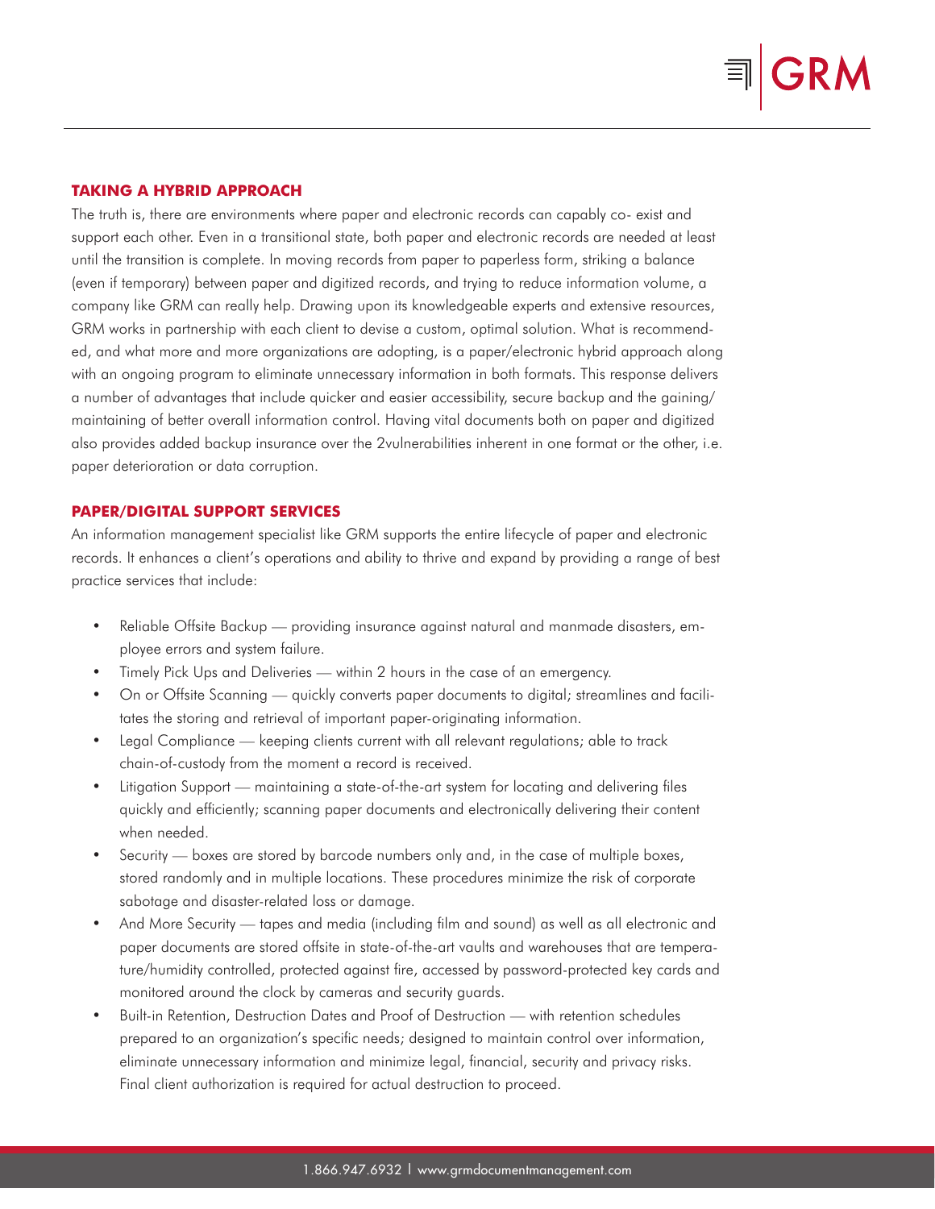## TAKING A HYBRID APPROACH

The truth is, there are environments where paper and electronic records can capably co- exist and support each other. Even in a transitional state, both paper and electronic records are needed at least until the transition is complete. In moving records from paper to paperless form, striking a balance (even if temporary) between paper and digitized records, and trying to reduce information volume, a company like GRM can really help. Drawing upon its knowledgeable experts and extensive resources, GRM works in partnership with each client to devise a custom, optimal solution. What is recommended, and what more and more organizations are adopting, is a paper/electronic hybrid approach along with an ongoing program to eliminate unnecessary information in both formats. This response delivers a number of advantages that include quicker and easier accessibility, secure backup and the gaining/ maintaining of better overall information control. Having vital documents both on paper and digitized also provides added backup insurance over the 2vulnerabilities inherent in one format or the other, i.e. paper deterioration or data corruption.

## PAPER/DIGITAL SUPPORT SERVICES

An information management specialist like GRM supports the entire lifecycle of paper and electronic records. It enhances a client's operations and ability to thrive and expand by providing a range of best practice services that include:

- Reliable Offsite Backup — providing insurance against natural and manmade disasters, employee errors and system failure.
- Timely Pick Ups and Deliveries — within 2 hours in the case of an emergency.
- On or Offsite Scanning — quickly converts paper documents to digital; streamlines and facilitates the storing and retrieval of important paper-originating information.
- Legal Compliance — keeping clients current with all relevant regulations; able to track chain-of-custody from the moment a record is received.
- Litigation Support — maintaining a state-of-the-art system for locating and delivering files quickly and efficiently; scanning paper documents and electronically delivering their content when needed.
- Security — boxes are stored by barcode numbers only and, in the case of multiple boxes, stored randomly and in multiple locations. These procedures minimize the risk of corporate sabotage and disaster-related loss or damage.
- And More Security — tapes and media (including film and sound) as well as all electronic and paper documents are stored offsite in state-of-the-art vaults and warehouses that are temperature/humidity controlled, protected against fire, accessed by password-protected key cards and monitored around the clock by cameras and security guards.
- Built-in Retention, Destruction Dates and Proof of Destruction — with retention schedules prepared to an organization's specific needs; designed to maintain control over information, eliminate unnecessary information and minimize legal, financial, security and privacy risks. Final client authorization is required for actual destruction to proceed.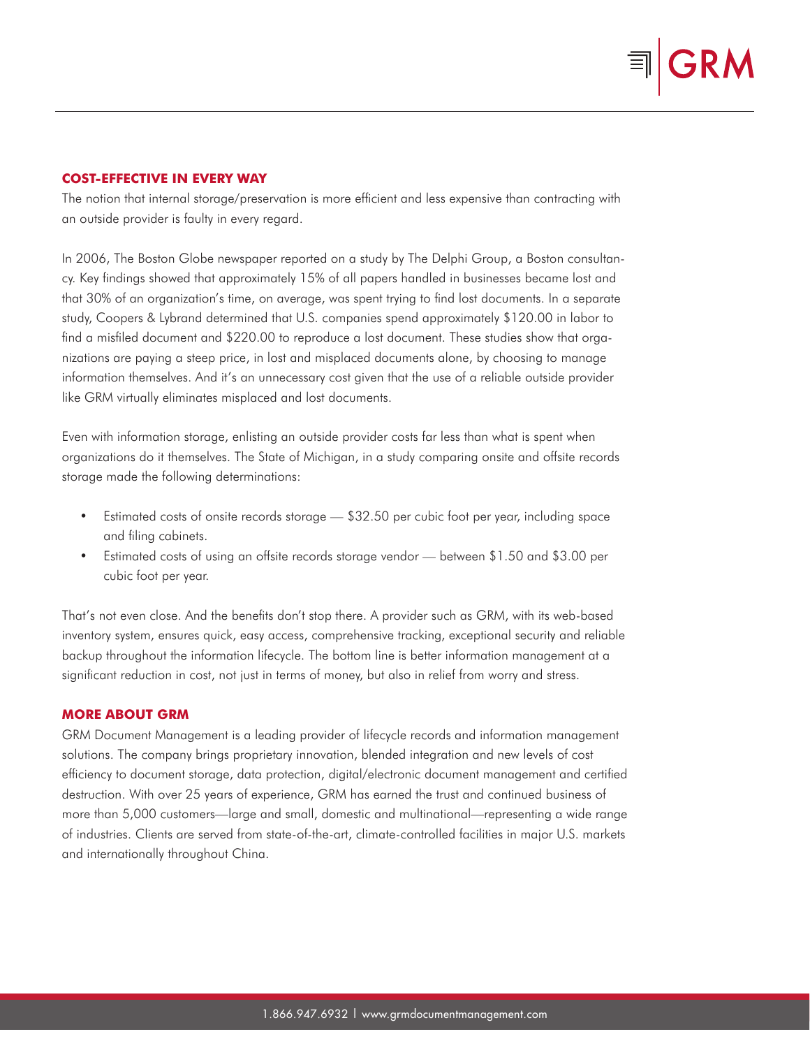## COST-EFFECTIVE IN EVERY WAY

The notion that internal storage/preservation is more efficient and less expensive than contracting with an outside provider is faulty in every regard.

In 2006, The Boston Globe newspaper reported on a study by The Delphi Group, a Boston consultancy. Key findings showed that approximately 15% of all papers handled in businesses became lost and that 30% of an organization's time, on average, was spent trying to find lost documents. In a separate study, Coopers & Lybrand determined that U.S. companies spend approximately $120.00 in labor to find a misfiled document and $220.00 to reproduce a lost document. These studies show that organizations are paying a steep price, in lost and misplaced documents alone, by choosing to manage information themselves. And it's an unnecessary cost given that the use of a reliable outside provider like GRM virtually eliminates misplaced and lost documents.

Even with information storage, enlisting an outside provider costs far less than what is spent when organizations do it themselves. The State of Michigan, in a study comparing onsite and offsite records storage made the following determinations:

- Estimated costs of onsite records storage — $32.50 per cubic foot per year, including space and filing cabinets.
- Estimated costs of using an offsite records storage vendor — between $1.50 and $3.00 per cubic foot per year.

That's not even close. And the benefits don't stop there. A provider such as GRM, with its web-based inventory system, ensures quick, easy access, comprehensive tracking, exceptional security and reliable backup throughout the information lifecycle. The bottom line is better information management at a significant reduction in cost, not just in terms of money, but also in relief from worry and stress.

## MORE ABOUT GRM

GRM Document Management is a leading provider of lifecycle records and information management solutions. The company brings proprietary innovation, blended integration and new levels of cost efficiency to document storage, data protection, digital/electronic document management and certified destruction. With over 25 years of experience, GRM has earned the trust and continued business of more than 5,000 customers—large and small, domestic and multinational—representing a wide range of industries. Clients are served from state-of-the-art, climate-controlled facilities in major U.S. markets and internationally throughout China.

1.866.947.6932 | www.grmdocumentmanagement.com